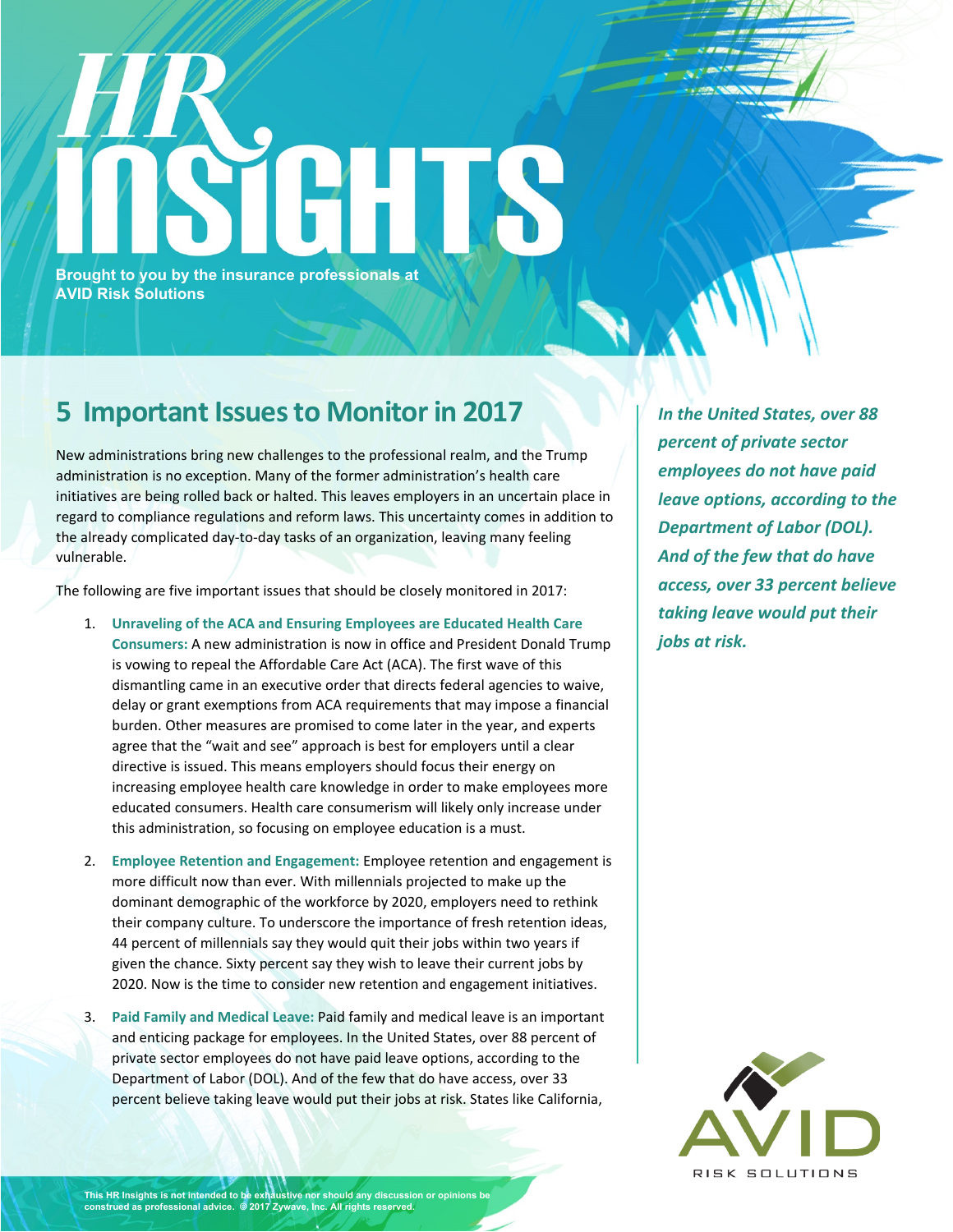# HR INSIGHTS

**Brought to you by the insurance professionals at AVID Risk Solutions**

## 5 Important Issues to Monitor in 2017

New administrations bring new challenges to the professional realm, and the Trump administration is no exception. Many of the former administration's health care initiatives are being rolled back or halted. This leaves employers in an uncertain place in regard to compliance regulations and reform laws. This uncertainty comes in addition to the already complicated day-to-day tasks of an organization, leaving many feeling vulnerable.

The following are five important issues that should be closely monitored in 2017:

1. **Unraveling of the ACA and Ensuring Employees are Educated Health Care Consumers:** A new administration is now in office and President Donald Trump is vowing to repeal the Affordable Care Act (ACA). The first wave of this dismantling came in an executive order that directs federal agencies to waive, delay or grant exemptions from ACA requirements that may impose a financial burden. Other measures are promised to come later in the year, and experts agree that the "wait and see" approach is best for employers until a clear directive is issued. This means employers should focus their energy on increasing employee health care knowledge in order to make employees more educated consumers. Health care consumerism will likely only increase under this administration, so focusing on employee education is a must.

2. **Employee Retention and Engagement:** Employee retention and engagement is more difficult now than ever. With millennials projected to make up the dominant demographic of the workforce by 2020, employers need to rethink their company culture. To underscore the importance of fresh retention ideas, 44 percent of millennials say they would quit their jobs within two years if given the chance. Sixty percent say they wish to leave their current jobs by 2020. Now is the time to consider new retention and engagement initiatives.

3. **Paid Family and Medical Leave:** Paid family and medical leave is an important and enticing package for employees. In the United States, over 88 percent of private sector employees do not have paid leave options, according to the Department of Labor (DOL). And of the few that do have access, over 33 percent believe taking leave would put their jobs at risk. States like California,

*In the United States, over 88 percent of private sector employees do not have paid leave options, according to the Department of Labor (DOL). And of the few that do have access, over 33 percent believe taking leave would put their jobs at risk.*

This HR Insights is not intended to be exhaustive nor should any discussion or opinions be construed as professional advice. © 2017 Zywave, Inc. All rights reserved.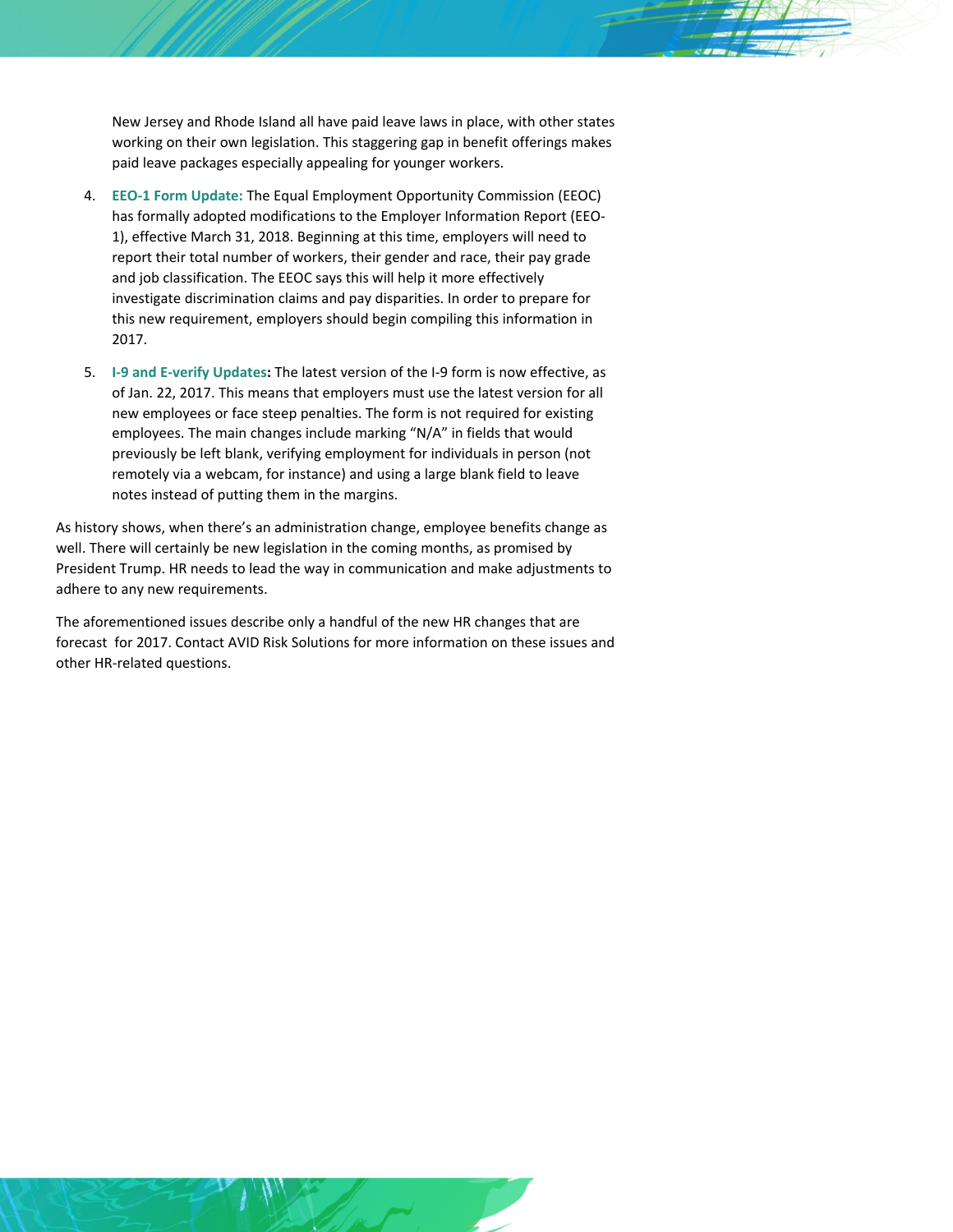New Jersey and Rhode Island all have paid leave laws in place, with other states working on their own legislation. This staggering gap in benefit offerings makes paid leave packages especially appealing for younger workers.

4. **EEO-1 Form Update:** The Equal Employment Opportunity Commission (EEOC) has formally adopted modifications to the Employer Information Report (EEO-1), effective March 31, 2018. Beginning at this time, employers will need to report their total number of workers, their gender and race, their pay grade and job classification. The EEOC says this will help it more effectively investigate discrimination claims and pay disparities. In order to prepare for this new requirement, employers should begin compiling this information in 2017.

5. **I-9 and E-verify Updates:** The latest version of the I-9 form is now effective, as of Jan. 22, 2017. This means that employers must use the latest version for all new employees or face steep penalties. The form is not required for existing employees. The main changes include marking "N/A" in fields that would previously be left blank, verifying employment for individuals in person (not remotely via a webcam, for instance) and using a large blank field to leave notes instead of putting them in the margins.

As history shows, when there's an administration change, employee benefits change as well. There will certainly be new legislation in the coming months, as promised by President Trump. HR needs to lead the way in communication and make adjustments to adhere to any new requirements.

The aforementioned issues describe only a handful of the new HR changes that are forecast for 2017. Contact AVID Risk Solutions for more information on these issues and other HR-related questions.